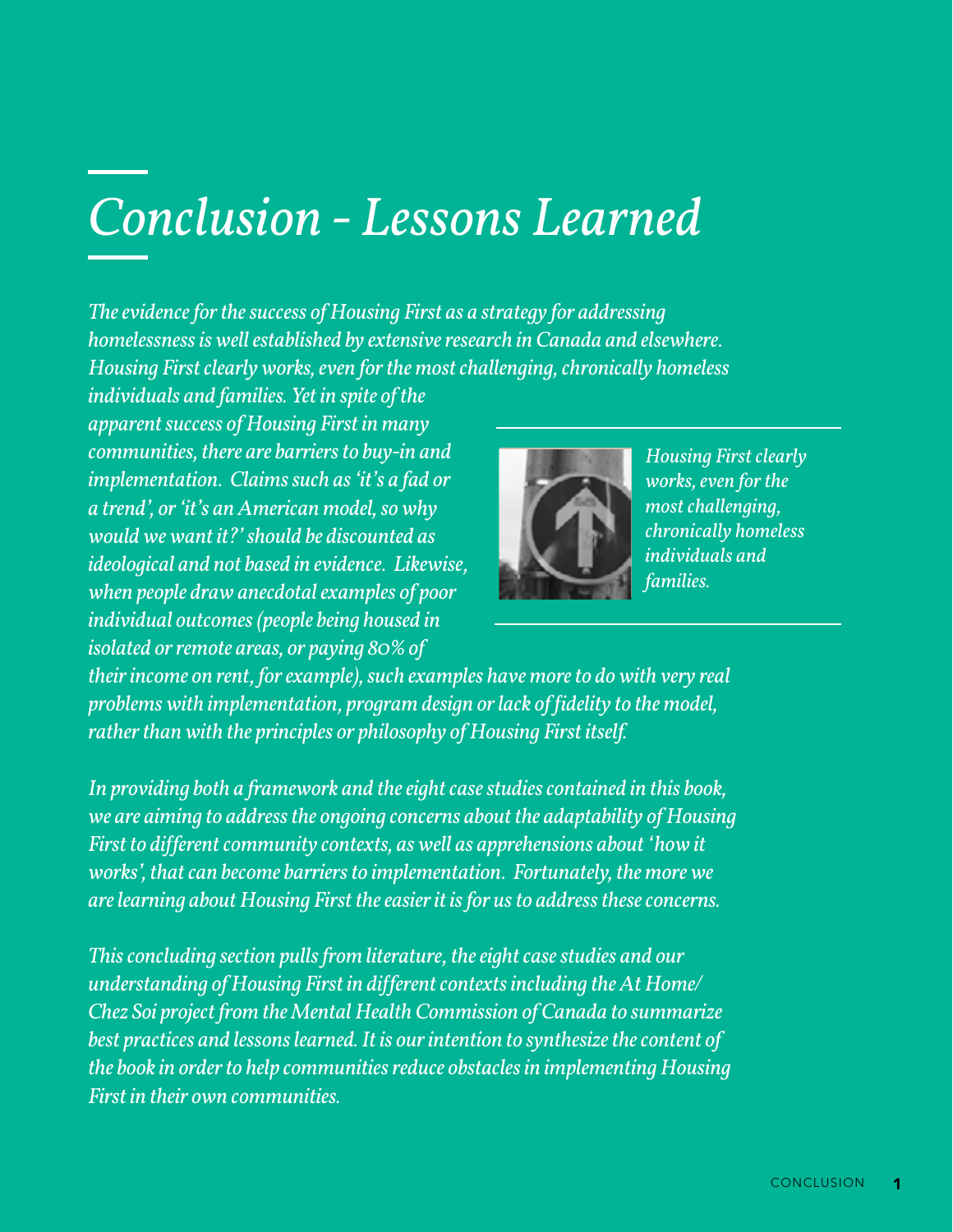# *Conclusion - Lessons Learned*

*The evidence for the success of Housing First as a strategy for addressing homelessness is well established by extensive research in Canada and elsewhere. Housing First clearly works, even for the most challenging, chronically homeless individuals and families. Yet in spite of the apparent success of Housing First in many communities, there are barriers to buy-in and implementation. Claims such as 'it's a fad or a trend', or 'it's an American model, so why would we want it?' should be discounted as ideological and not based in evidence. Likewise, when people draw anecdotal examples of poor individual outcomes (people being housed in isolated or remote areas, or paying 80% of their income on rent, for example), such examples have more to do with very real problems with implementation, program design or lack of fidelity to the model, rather than with the principles or philosophy of Housing First itself.*

*Housing First clearly works, even for the most challenging, chronically homeless individuals and families.*

*In providing both a framework and the eight case studies contained in this book, we are aiming to address the ongoing concerns about the adaptability of Housing First to different community contexts, as well as apprehensions about 'how it works', that can become barriers to implementation. Fortunately, the more we are learning about Housing First the easier it is for us to address these concerns.*

*This concluding section pulls from literature, the eight case studies and our understanding of Housing First in different contexts including the At Home/ Chez Soi project from the Mental Health Commission of Canada to summarize best practices and lessons learned. It is our intention to synthesize the content of the book in order to help communities reduce obstacles in implementing Housing First in their own communities.*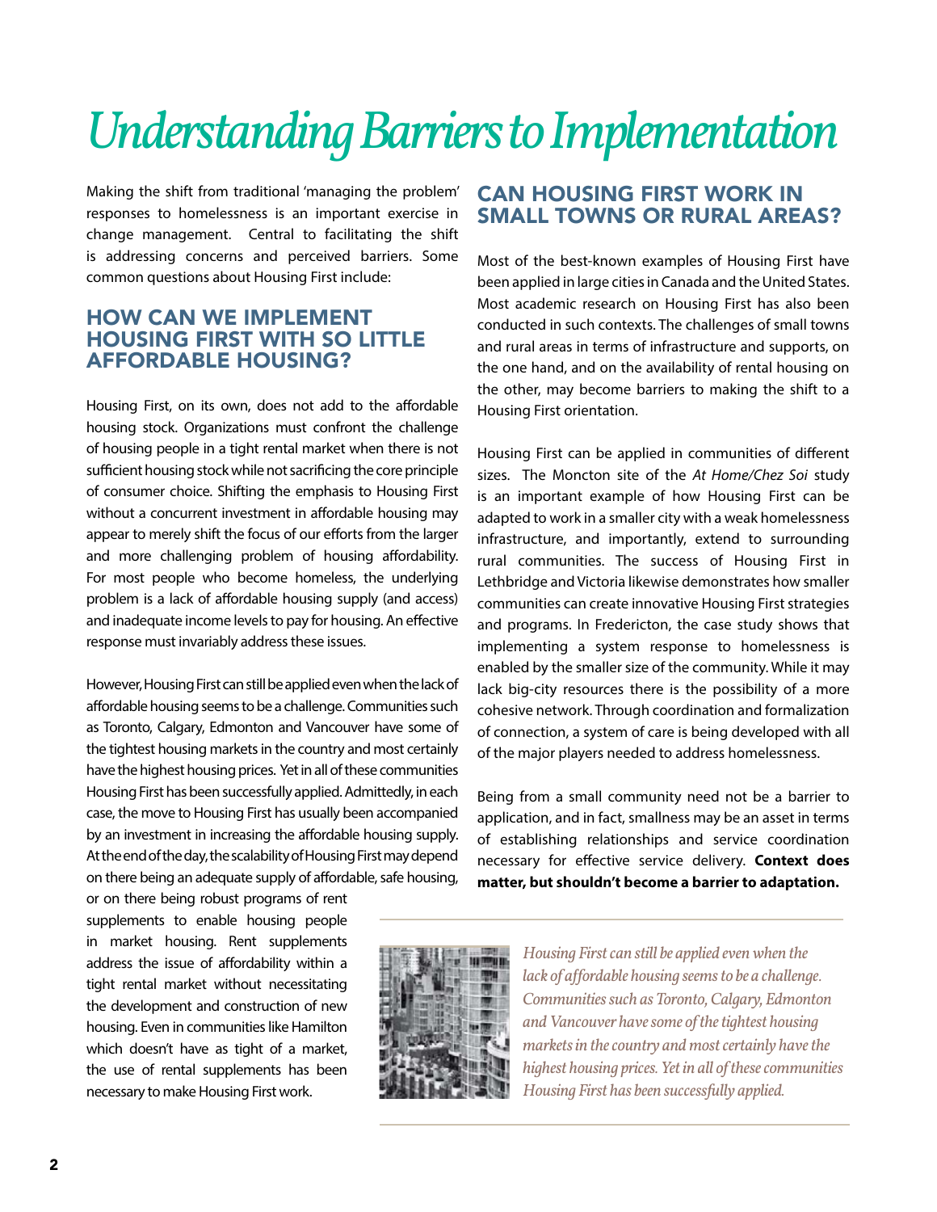# Understanding Barriers to Implementation

Making the shift from traditional 'managing the problem' responses to homelessness is an important exercise in change management. Central to facilitating the shift is addressing concerns and perceived barriers. Some common questions about Housing First include:

## HOW CAN WE IMPLEMENT HOUSING FIRST WITH SO LITTLE AFFORDABLE HOUSING?

Housing First, on its own, does not add to the affordable housing stock. Organizations must confront the challenge of housing people in a tight rental market when there is not sufficient housing stock while not sacrificing the core principle of consumer choice. Shifting the emphasis to Housing First without a concurrent investment in affordable housing may appear to merely shift the focus of our efforts from the larger and more challenging problem of housing affordability. For most people who become homeless, the underlying problem is a lack of affordable housing supply (and access) and inadequate income levels to pay for housing. An effective response must invariably address these issues.

However, Housing First can still be applied even when the lack of affordable housing seems to be a challenge. Communities such as Toronto, Calgary, Edmonton and Vancouver have some of the tightest housing markets in the country and most certainly have the highest housing prices. Yet in all of these communities Housing First has been successfully applied. Admittedly, in each case, the move to Housing First has usually been accompanied by an investment in increasing the affordable housing supply. At the end of the day, the scalability of Housing First may depend on there being an adequate supply of affordable, safe housing, or on there being robust programs of rent supplements to enable housing people in market housing. Rent supplements address the issue of affordability within a tight rental market without necessitating the development and construction of new housing. Even in communities like Hamilton which doesn't have as tight of a market, the use of rental supplements has been necessary to make Housing First work.

## CAN HOUSING FIRST WORK IN SMALL TOWNS OR RURAL AREAS?

Most of the best-known examples of Housing First have been applied in large cities in Canada and the United States. Most academic research on Housing First has also been conducted in such contexts. The challenges of small towns and rural areas in terms of infrastructure and supports, on the one hand, and on the availability of rental housing on the other, may become barriers to making the shift to a Housing First orientation.

Housing First can be applied in communities of different sizes. The Moncton site of the *At Home/Chez Soi* study is an important example of how Housing First can be adapted to work in a smaller city with a weak homelessness infrastructure, and importantly, extend to surrounding rural communities. The success of Housing First in Lethbridge and Victoria likewise demonstrates how smaller communities can create innovative Housing First strategies and programs. In Fredericton, the case study shows that implementing a system response to homelessness is enabled by the smaller size of the community. While it may lack big-city resources there is the possibility of a more cohesive network. Through coordination and formalization of connection, a system of care is being developed with all of the major players needed to address homelessness.

Being from a small community need not be a barrier to application, and in fact, smallness may be an asset in terms of establishing relationships and service coordination necessary for effective service delivery. **Context does matter, but shouldn't become a barrier to adaptation.**

*Housing First can still be applied even when the lack of affordable housing seems to be a challenge. Communities such as Toronto, Calgary, Edmonton and Vancouver have some of the tightest housing markets in the country and most certainly have the highest housing prices. Yet in all of these communities Housing First has been successfully applied.*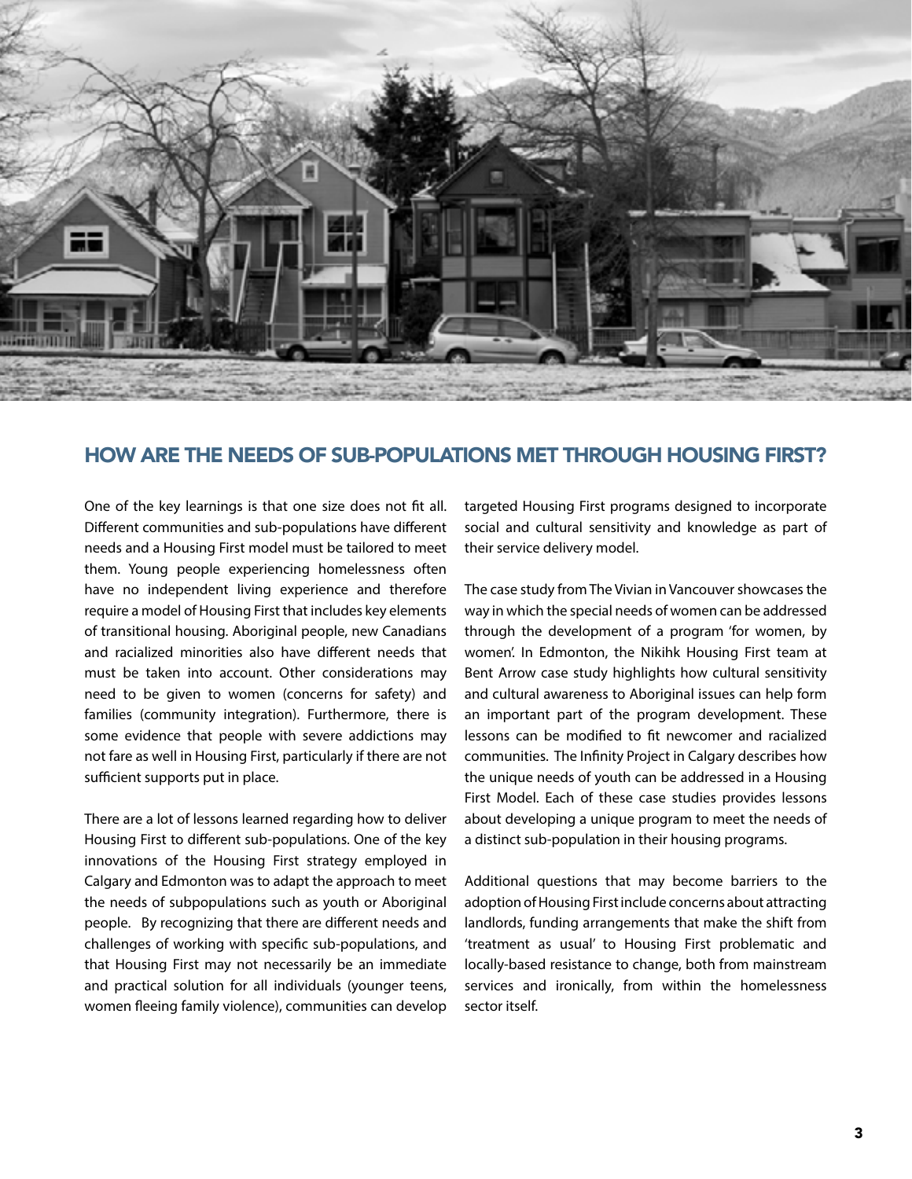## HOW ARE THE NEEDS OF SUB-POPULATIONS MET THROUGH HOUSING FIRST?

One of the key learnings is that one size does not fit all. Different communities and sub-populations have different needs and a Housing First model must be tailored to meet them. Young people experiencing homelessness often have no independent living experience and therefore require a model of Housing First that includes key elements of transitional housing. Aboriginal people, new Canadians and racialized minorities also have different needs that must be taken into account. Other considerations may need to be given to women (concerns for safety) and families (community integration). Furthermore, there is some evidence that people with severe addictions may not fare as well in Housing First, particularly if there are not sufficient supports put in place.

There are a lot of lessons learned regarding how to deliver Housing First to different sub-populations. One of the key innovations of the Housing First strategy employed in Calgary and Edmonton was to adapt the approach to meet the needs of subpopulations such as youth or Aboriginal people. By recognizing that there are different needs and challenges of working with specific sub-populations, and that Housing First may not necessarily be an immediate and practical solution for all individuals (younger teens, women fleeing family violence), communities can develop targeted Housing First programs designed to incorporate social and cultural sensitivity and knowledge as part of their service delivery model.

The case study from The Vivian in Vancouver showcases the way in which the special needs of women can be addressed through the development of a program 'for women, by women'. In Edmonton, the Nikihk Housing First team at Bent Arrow case study highlights how cultural sensitivity and cultural awareness to Aboriginal issues can help form an important part of the program development. These lessons can be modified to fit newcomer and racialized communities. The Infinity Project in Calgary describes how the unique needs of youth can be addressed in a Housing First Model. Each of these case studies provides lessons about developing a unique program to meet the needs of a distinct sub-population in their housing programs.

Additional questions that may become barriers to the adoption of Housing First include concerns about attracting landlords, funding arrangements that make the shift from 'treatment as usual' to Housing First problematic and locally-based resistance to change, both from mainstream services and ironically, from within the homelessness sector itself.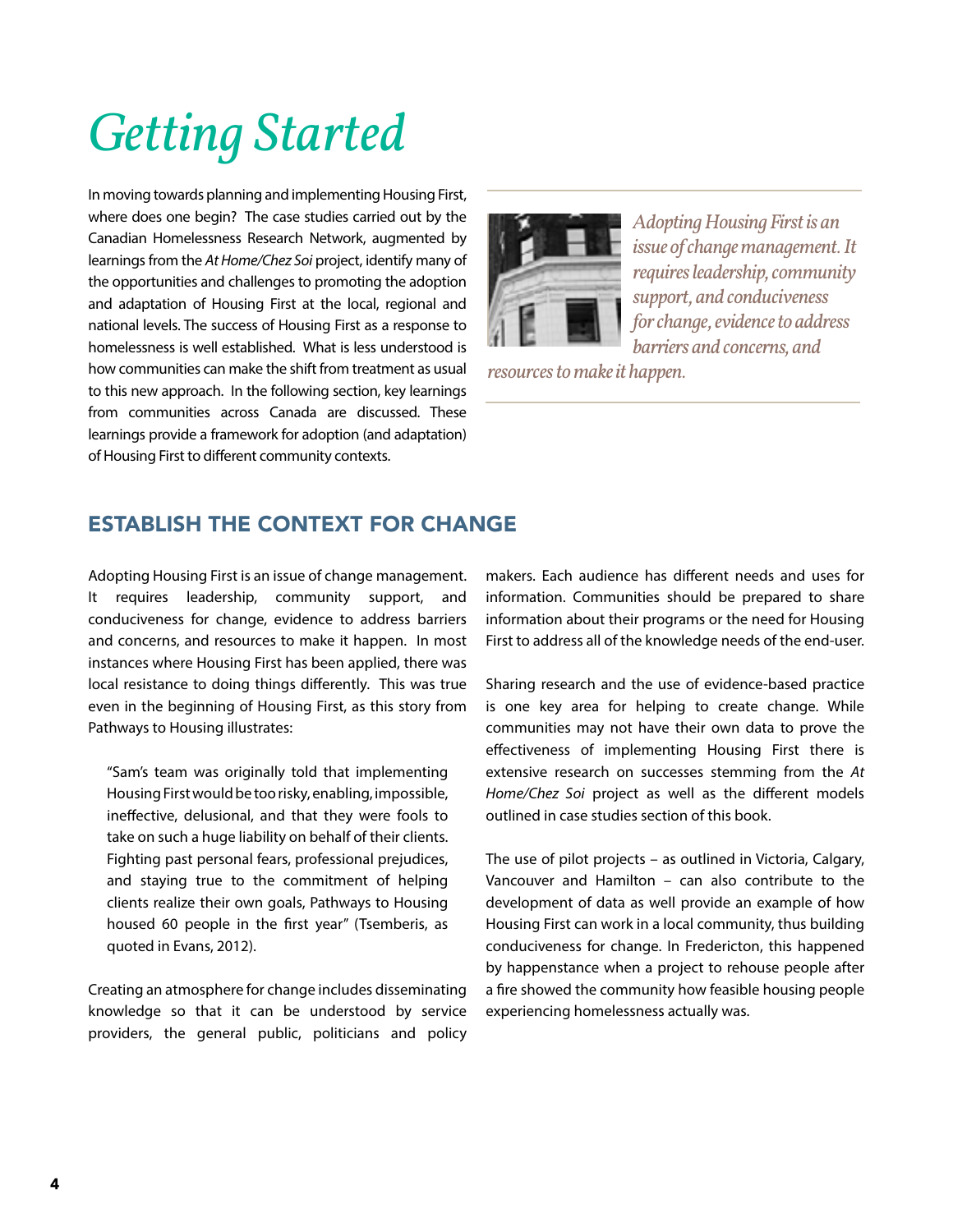# *Getting Started*

In moving towards planning and implementing Housing First, where does one begin? The case studies carried out by the Canadian Homelessness Research Network, augmented by learnings from the *At Home/Chez Soi* project, identify many of the opportunities and challenges to promoting the adoption and adaptation of Housing First at the local, regional and national levels. The success of Housing First as a response to homelessness is well established. What is less understood is how communities can make the shift from treatment as usual to this new approach. In the following section, key learnings from communities across Canada are discussed. These learnings provide a framework for adoption (and adaptation) of Housing First to different community contexts.

*Adopting Housing First is an issue of change management. It requires leadership, community support, and conduciveness for change, evidence to address barriers and concerns, and resources to make it happen.*

## ESTABLISH THE CONTEXT FOR CHANGE

Adopting Housing First is an issue of change management. It requires leadership, community support, and conduciveness for change, evidence to address barriers and concerns, and resources to make it happen. In most instances where Housing First has been applied, there was local resistance to doing things differently. This was true even in the beginning of Housing First, as this story from Pathways to Housing illustrates:

> "Sam's team was originally told that implementing Housing First would be too risky, enabling, impossible, ineffective, delusional, and that they were fools to take on such a huge liability on behalf of their clients. Fighting past personal fears, professional prejudices, and staying true to the commitment of helping clients realize their own goals, Pathways to Housing housed 60 people in the first year" (Tsemberis, as quoted in Evans, 2012).

Creating an atmosphere for change includes disseminating knowledge so that it can be understood by service providers, the general public, politicians and policy makers. Each audience has different needs and uses for information. Communities should be prepared to share information about their programs or the need for Housing First to address all of the knowledge needs of the end-user.

Sharing research and the use of evidence-based practice is one key area for helping to create change. While communities may not have their own data to prove the effectiveness of implementing Housing First there is extensive research on successes stemming from the *At Home/Chez Soi* project as well as the different models outlined in case studies section of this book.

The use of pilot projects – as outlined in Victoria, Calgary, Vancouver and Hamilton – can also contribute to the development of data as well provide an example of how Housing First can work in a local community, thus building conduciveness for change. In Fredericton, this happened by happenstance when a project to rehouse people after a fire showed the community how feasible housing people experiencing homelessness actually was.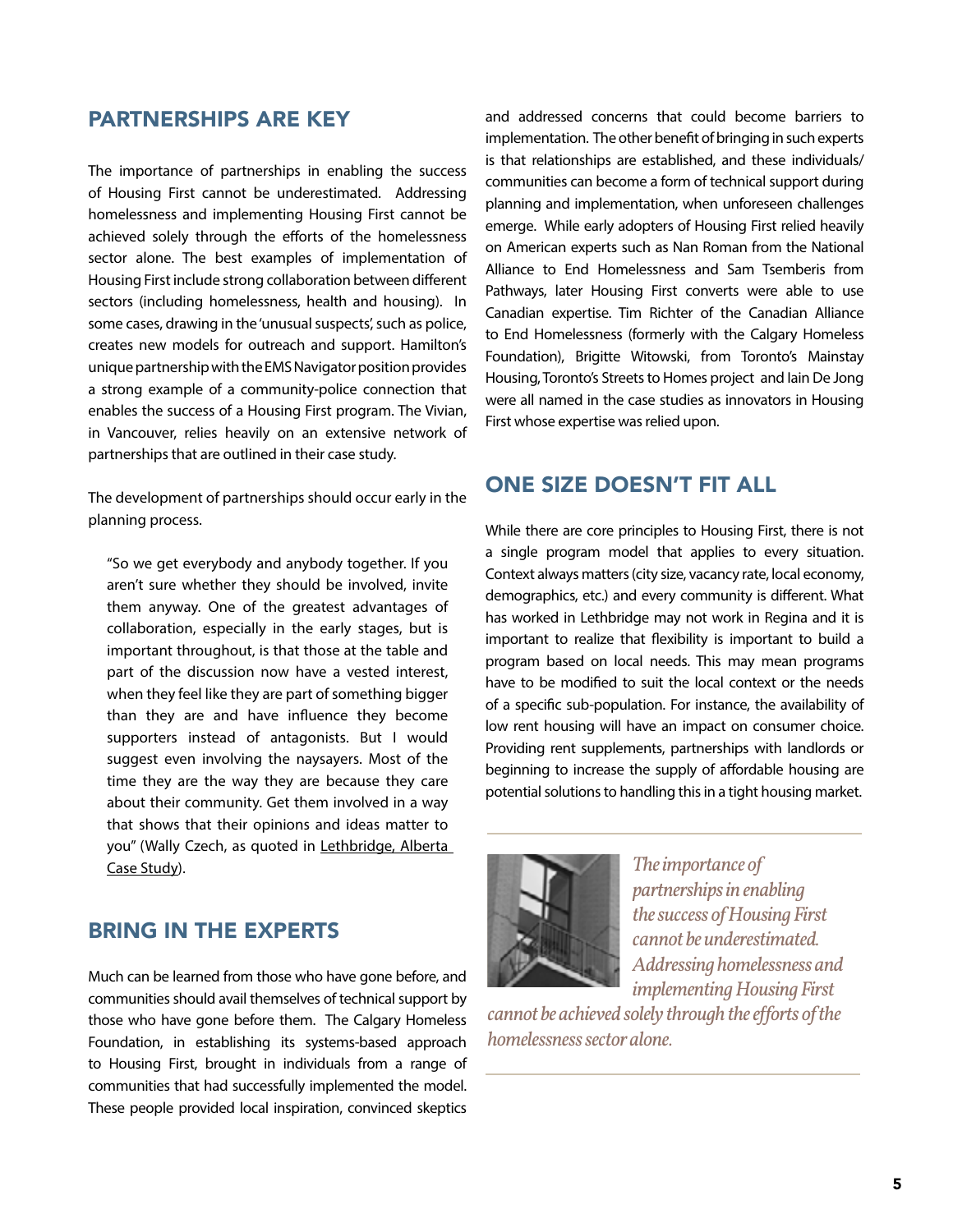## PARTNERSHIPS ARE KEY

The importance of partnerships in enabling the success of Housing First cannot be underestimated. Addressing homelessness and implementing Housing First cannot be achieved solely through the efforts of the homelessness sector alone. The best examples of implementation of Housing First include strong collaboration between different sectors (including homelessness, health and housing). In some cases, drawing in the 'unusual suspects', such as police, creates new models for outreach and support. Hamilton's unique partnership with the EMS Navigator position provides a strong example of a community-police connection that enables the success of a Housing First program. The Vivian, in Vancouver, relies heavily on an extensive network of partnerships that are outlined in their case study.

The development of partnerships should occur early in the planning process.

> "So we get everybody and anybody together. If you aren't sure whether they should be involved, invite them anyway. One of the greatest advantages of collaboration, especially in the early stages, but is important throughout, is that those at the table and part of the discussion now have a vested interest, when they feel like they are part of something bigger than they are and have influence they become supporters instead of antagonists. But I would suggest even involving the naysayers. Most of the time they are the way they are because they care about their community. Get them involved in a way that shows that their opinions and ideas matter to you" (Wally Czech, as quoted in Lethbridge, Alberta Case Study).

## BRING IN THE EXPERTS

Much can be learned from those who have gone before, and communities should avail themselves of technical support by those who have gone before them. The Calgary Homeless Foundation, in establishing its systems-based approach to Housing First, brought in individuals from a range of communities that had successfully implemented the model. These people provided local inspiration, convinced skeptics and addressed concerns that could become barriers to implementation. The other benefit of bringing in such experts is that relationships are established, and these individuals/ communities can become a form of technical support during planning and implementation, when unforeseen challenges emerge. While early adopters of Housing First relied heavily on American experts such as Nan Roman from the National Alliance to End Homelessness and Sam Tsemberis from Pathways, later Housing First converts were able to use Canadian expertise. Tim Richter of the Canadian Alliance to End Homelessness (formerly with the Calgary Homeless Foundation), Brigitte Witowski, from Toronto's Mainstay Housing, Toronto's Streets to Homes project and Iain De Jong were all named in the case studies as innovators in Housing First whose expertise was relied upon.

## ONE SIZE DOESN'T FIT ALL

While there are core principles to Housing First, there is not a single program model that applies to every situation. Context always matters (city size, vacancy rate, local economy, demographics, etc.) and every community is different. What has worked in Lethbridge may not work in Regina and it is important to realize that flexibility is important to build a program based on local needs. This may mean programs have to be modified to suit the local context or the needs of a specific sub-population. For instance, the availability of low rent housing will have an impact on consumer choice. Providing rent supplements, partnerships with landlords or beginning to increase the supply of affordable housing are potential solutions to handling this in a tight housing market.

*The importance of partnerships in enabling the success of Housing First cannot be underestimated. Addressing homelessness and implementing Housing First cannot be achieved solely through the efforts of the homelessness sector alone.*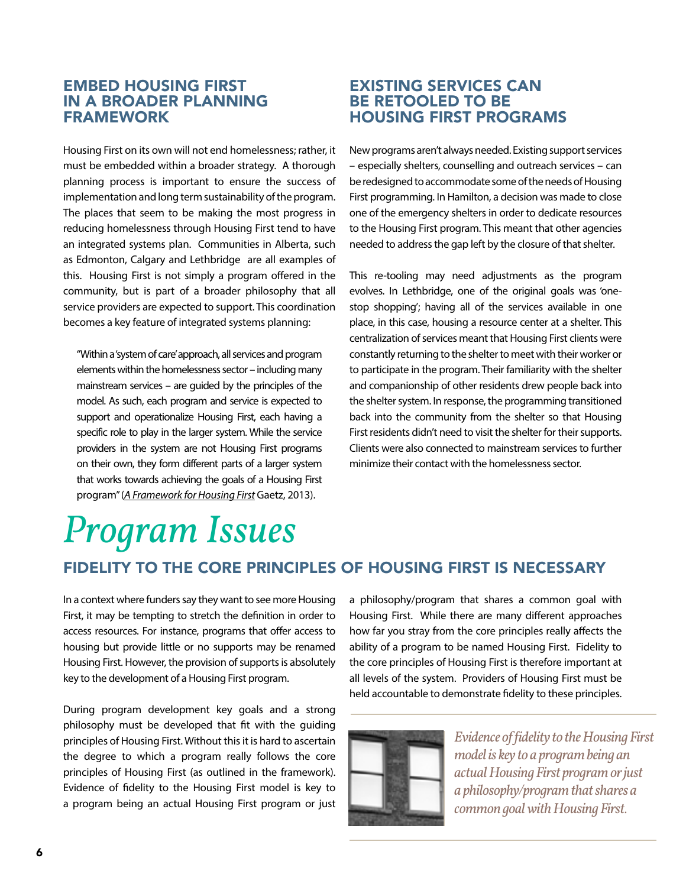## EMBED HOUSING FIRST IN A BROADER PLANNING FRAMEWORK

Housing First on its own will not end homelessness; rather, it must be embedded within a broader strategy. A thorough planning process is important to ensure the success of implementation and long term sustainability of the program. The places that seem to be making the most progress in reducing homelessness through Housing First tend to have an integrated systems plan. Communities in Alberta, such as Edmonton, Calgary and Lethbridge are all examples of this. Housing First is not simply a program offered in the community, but is part of a broader philosophy that all service providers are expected to support. This coordination becomes a key feature of integrated systems planning:

> "Within a 'system of care' approach, all services and program elements within the homelessness sector – including many mainstream services – are guided by the principles of the model. As such, each program and service is expected to support and operationalize Housing First, each having a specific role to play in the larger system. While the service providers in the system are not Housing First programs on their own, they form different parts of a larger system that works towards achieving the goals of a Housing First program" (*A Framework for Housing First* Gaetz, 2013).

## EXISTING SERVICES CAN BE RETOOLED TO BE HOUSING FIRST PROGRAMS

New programs aren't always needed. Existing support services – especially shelters, counselling and outreach services – can be redesigned to accommodate some of the needs of Housing First programming. In Hamilton, a decision was made to close one of the emergency shelters in order to dedicate resources to the Housing First program. This meant that other agencies needed to address the gap left by the closure of that shelter.

This re-tooling may need adjustments as the program evolves. In Lethbridge, one of the original goals was 'one-stop shopping'; having all of the services available in one place, in this case, housing a resource center at a shelter. This centralization of services meant that Housing First clients were constantly returning to the shelter to meet with their worker or to participate in the program. Their familiarity with the shelter and companionship of other residents drew people back into the shelter system. In response, the programming transitioned back into the community from the shelter so that Housing First residents didn't need to visit the shelter for their supports. Clients were also connected to mainstream services to further minimize their contact with the homelessness sector.

# *Program Issues*

## FIDELITY TO THE CORE PRINCIPLES OF HOUSING FIRST IS NECESSARY

In a context where funders say they want to see more Housing First, it may be tempting to stretch the definition in order to access resources. For instance, programs that offer access to housing but provide little or no supports may be renamed Housing First. However, the provision of supports is absolutely key to the development of a Housing First program.

During program development key goals and a strong philosophy must be developed that fit with the guiding principles of Housing First. Without this it is hard to ascertain the degree to which a program really follows the core principles of Housing First (as outlined in the framework). Evidence of fidelity to the Housing First model is key to a program being an actual Housing First program or just a philosophy/program that shares a common goal with Housing First. While there are many different approaches how far you stray from the core principles really affects the ability of a program to be named Housing First. Fidelity to the core principles of Housing First is therefore important at all levels of the system. Providers of Housing First must be held accountable to demonstrate fidelity to these principles.

*Evidence of fidelity to the Housing First model is key to a program being an actual Housing First program or just a philosophy/program that shares a common goal with Housing First.*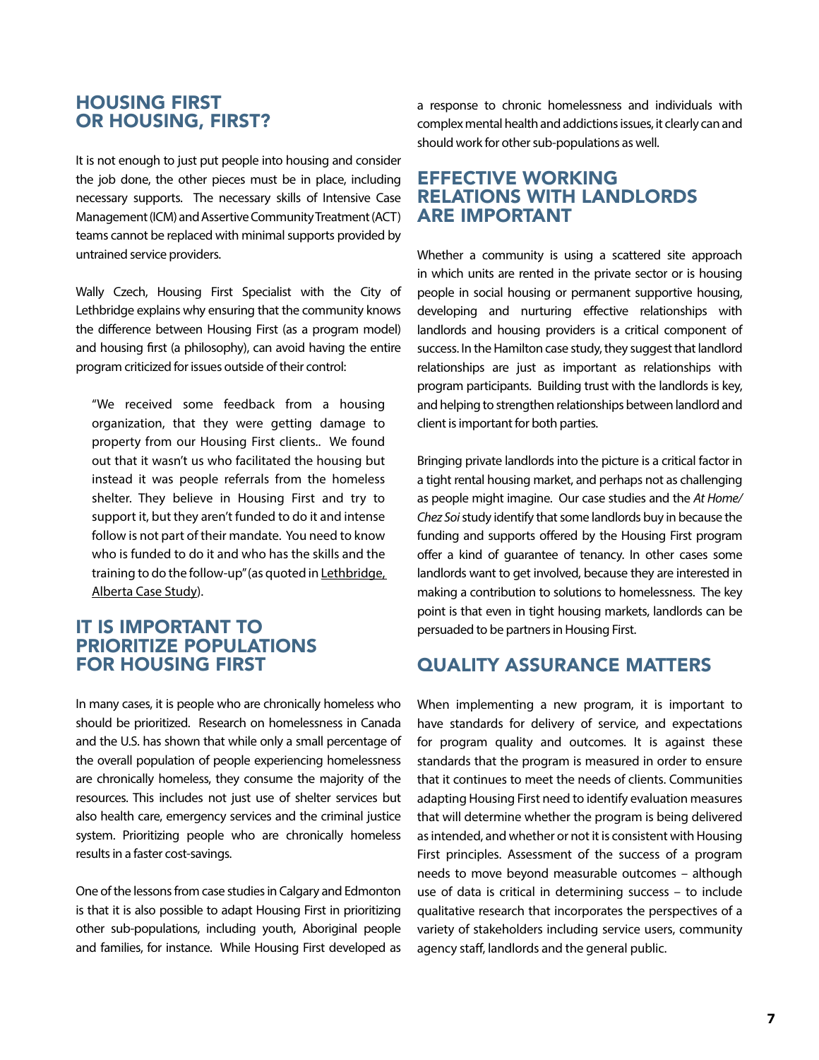## HOUSING FIRST OR HOUSING, FIRST?

It is not enough to just put people into housing and consider the job done, the other pieces must be in place, including necessary supports. The necessary skills of Intensive Case Management (ICM) and Assertive Community Treatment (ACT) teams cannot be replaced with minimal supports provided by untrained service providers.

Wally Czech, Housing First Specialist with the City of Lethbridge explains why ensuring that the community knows the difference between Housing First (as a program model) and housing first (a philosophy), can avoid having the entire program criticized for issues outside of their control:

> "We received some feedback from a housing organization, that they were getting damage to property from our Housing First clients.. We found out that it wasn't us who facilitated the housing but instead it was people referrals from the homeless shelter. They believe in Housing First and try to support it, but they aren't funded to do it and intense follow is not part of their mandate. You need to know who is funded to do it and who has the skills and the training to do the follow-up" (as quoted in Lethbridge, Alberta Case Study).

## IT IS IMPORTANT TO PRIORITIZE POPULATIONS FOR HOUSING FIRST

In many cases, it is people who are chronically homeless who should be prioritized. Research on homelessness in Canada and the U.S. has shown that while only a small percentage of the overall population of people experiencing homelessness are chronically homeless, they consume the majority of the resources. This includes not just use of shelter services but also health care, emergency services and the criminal justice system. Prioritizing people who are chronically homeless results in a faster cost-savings.

One of the lessons from case studies in Calgary and Edmonton is that it is also possible to adapt Housing First in prioritizing other sub-populations, including youth, Aboriginal people and families, for instance. While Housing First developed as a response to chronic homelessness and individuals with complex mental health and addictions issues, it clearly can and should work for other sub-populations as well.

## EFFECTIVE WORKING RELATIONS WITH LANDLORDS ARE IMPORTANT

Whether a community is using a scattered site approach in which units are rented in the private sector or is housing people in social housing or permanent supportive housing, developing and nurturing effective relationships with landlords and housing providers is a critical component of success. In the Hamilton case study, they suggest that landlord relationships are just as important as relationships with program participants. Building trust with the landlords is key, and helping to strengthen relationships between landlord and client is important for both parties.

Bringing private landlords into the picture is a critical factor in a tight rental housing market, and perhaps not as challenging as people might imagine. Our case studies and the *At Home/Chez Soi* study identify that some landlords buy in because the funding and supports offered by the Housing First program offer a kind of guarantee of tenancy. In other cases some landlords want to get involved, because they are interested in making a contribution to solutions to homelessness. The key point is that even in tight housing markets, landlords can be persuaded to be partners in Housing First.

## QUALITY ASSURANCE MATTERS

When implementing a new program, it is important to have standards for delivery of service, and expectations for program quality and outcomes. It is against these standards that the program is measured in order to ensure that it continues to meet the needs of clients. Communities adapting Housing First need to identify evaluation measures that will determine whether the program is being delivered as intended, and whether or not it is consistent with Housing First principles. Assessment of the success of a program needs to move beyond measurable outcomes – although use of data is critical in determining success – to include qualitative research that incorporates the perspectives of a variety of stakeholders including service users, community agency staff, landlords and the general public.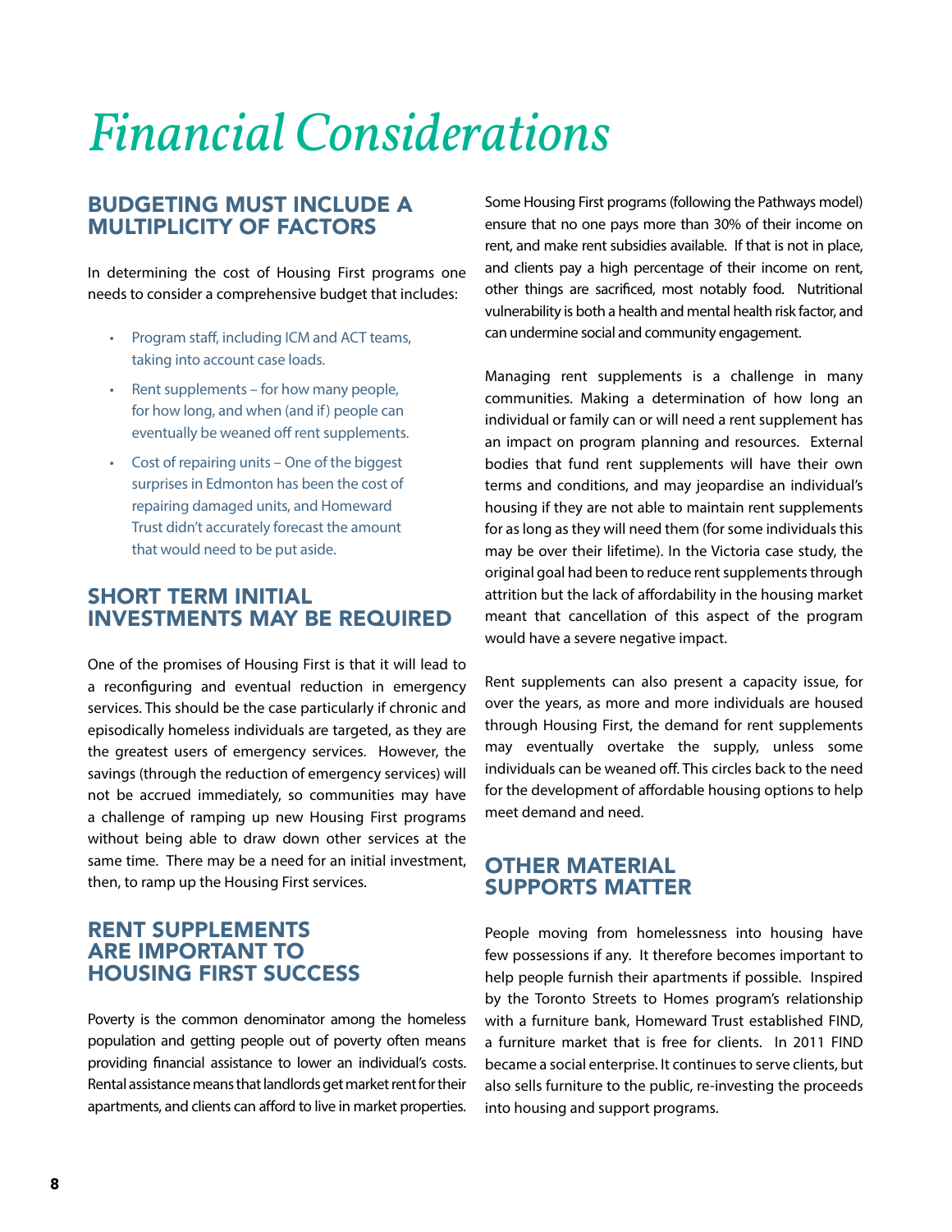# Financial Considerations

## BUDGETING MUST INCLUDE A MULTIPLICITY OF FACTORS

In determining the cost of Housing First programs one needs to consider a comprehensive budget that includes:

- Program staff, including ICM and ACT teams, taking into account case loads.
- Rent supplements – for how many people, for how long, and when (and if) people can eventually be weaned off rent supplements.
- Cost of repairing units – One of the biggest surprises in Edmonton has been the cost of repairing damaged units, and Homeward Trust didn't accurately forecast the amount that would need to be put aside.

## SHORT TERM INITIAL INVESTMENTS MAY BE REQUIRED

One of the promises of Housing First is that it will lead to a reconfiguring and eventual reduction in emergency services. This should be the case particularly if chronic and episodically homeless individuals are targeted, as they are the greatest users of emergency services. However, the savings (through the reduction of emergency services) will not be accrued immediately, so communities may have a challenge of ramping up new Housing First programs without being able to draw down other services at the same time. There may be a need for an initial investment, then, to ramp up the Housing First services.

## RENT SUPPLEMENTS ARE IMPORTANT TO HOUSING FIRST SUCCESS

Poverty is the common denominator among the homeless population and getting people out of poverty often means providing financial assistance to lower an individual's costs. Rental assistance means that landlords get market rent for their apartments, and clients can afford to live in market properties.

Some Housing First programs (following the Pathways model) ensure that no one pays more than 30% of their income on rent, and make rent subsidies available. If that is not in place, and clients pay a high percentage of their income on rent, other things are sacrificed, most notably food. Nutritional vulnerability is both a health and mental health risk factor, and can undermine social and community engagement.

Managing rent supplements is a challenge in many communities. Making a determination of how long an individual or family can or will need a rent supplement has an impact on program planning and resources. External bodies that fund rent supplements will have their own terms and conditions, and may jeopardise an individual's housing if they are not able to maintain rent supplements for as long as they will need them (for some individuals this may be over their lifetime). In the Victoria case study, the original goal had been to reduce rent supplements through attrition but the lack of affordability in the housing market meant that cancellation of this aspect of the program would have a severe negative impact.

Rent supplements can also present a capacity issue, for over the years, as more and more individuals are housed through Housing First, the demand for rent supplements may eventually overtake the supply, unless some individuals can be weaned off. This circles back to the need for the development of affordable housing options to help meet demand and need.

## OTHER MATERIAL SUPPORTS MATTER

People moving from homelessness into housing have few possessions if any. It therefore becomes important to help people furnish their apartments if possible. Inspired by the Toronto Streets to Homes program's relationship with a furniture bank, Homeward Trust established FIND, a furniture market that is free for clients. In 2011 FIND became a social enterprise. It continues to serve clients, but also sells furniture to the public, re-investing the proceeds into housing and support programs.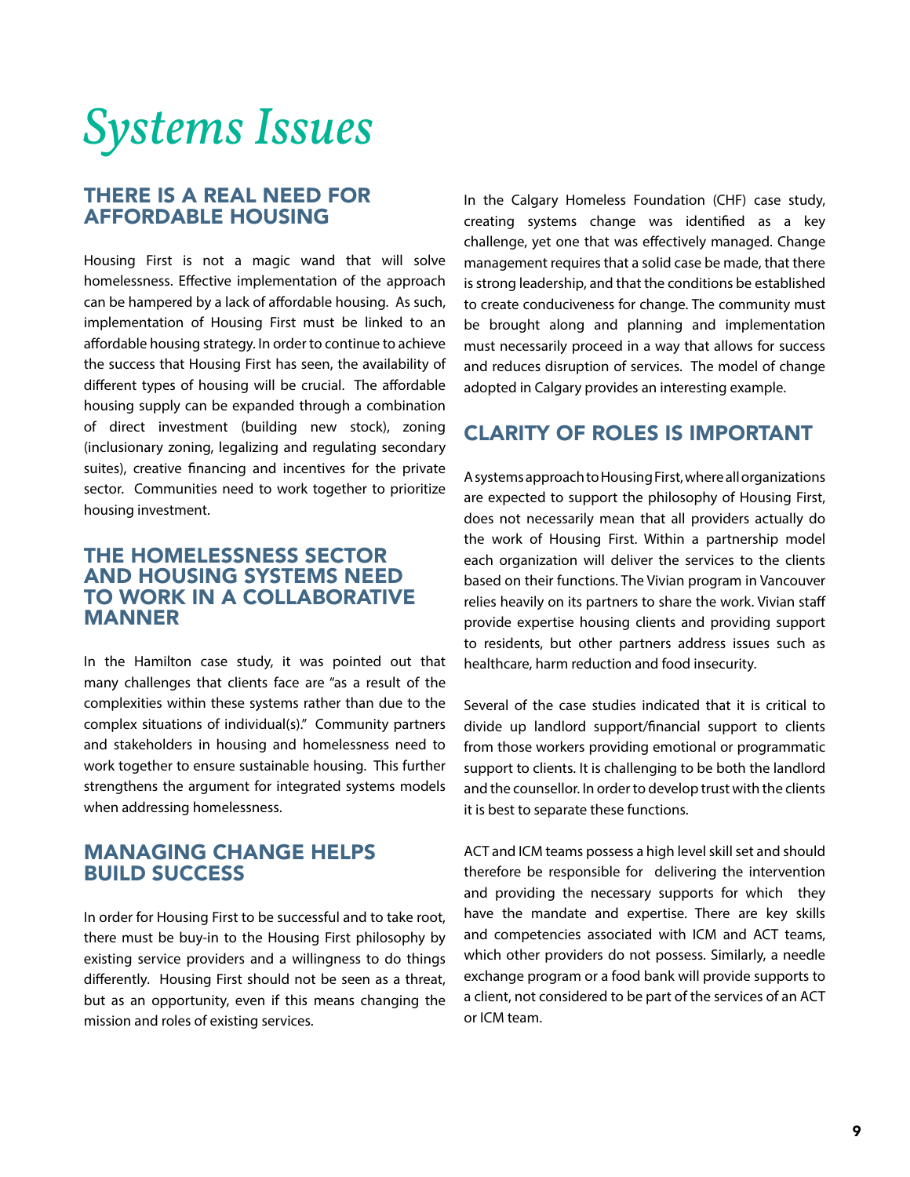# Systems Issues

## THERE IS A REAL NEED FOR AFFORDABLE HOUSING

Housing First is not a magic wand that will solve homelessness. Effective implementation of the approach can be hampered by a lack of affordable housing. As such, implementation of Housing First must be linked to an affordable housing strategy. In order to continue to achieve the success that Housing First has seen, the availability of different types of housing will be crucial. The affordable housing supply can be expanded through a combination of direct investment (building new stock), zoning (inclusionary zoning, legalizing and regulating secondary suites), creative financing and incentives for the private sector. Communities need to work together to prioritize housing investment.

## THE HOMELESSNESS SECTOR AND HOUSING SYSTEMS NEED TO WORK IN A COLLABORATIVE MANNER

In the Hamilton case study, it was pointed out that many challenges that clients face are "as a result of the complexities within these systems rather than due to the complex situations of individual(s)." Community partners and stakeholders in housing and homelessness need to work together to ensure sustainable housing. This further strengthens the argument for integrated systems models when addressing homelessness.

## MANAGING CHANGE HELPS BUILD SUCCESS

In order for Housing First to be successful and to take root, there must be buy-in to the Housing First philosophy by existing service providers and a willingness to do things differently. Housing First should not be seen as a threat, but as an opportunity, even if this means changing the mission and roles of existing services.

In the Calgary Homeless Foundation (CHF) case study, creating systems change was identified as a key challenge, yet one that was effectively managed. Change management requires that a solid case be made, that there is strong leadership, and that the conditions be established to create conduciveness for change. The community must be brought along and planning and implementation must necessarily proceed in a way that allows for success and reduces disruption of services. The model of change adopted in Calgary provides an interesting example.

## CLARITY OF ROLES IS IMPORTANT

A systems approach to Housing First, where all organizations are expected to support the philosophy of Housing First, does not necessarily mean that all providers actually do the work of Housing First. Within a partnership model each organization will deliver the services to the clients based on their functions. The Vivian program in Vancouver relies heavily on its partners to share the work. Vivian staff provide expertise housing clients and providing support to residents, but other partners address issues such as healthcare, harm reduction and food insecurity.

Several of the case studies indicated that it is critical to divide up landlord support/financial support to clients from those workers providing emotional or programmatic support to clients. It is challenging to be both the landlord and the counsellor. In order to develop trust with the clients it is best to separate these functions.

ACT and ICM teams possess a high level skill set and should therefore be responsible for delivering the intervention and providing the necessary supports for which they have the mandate and expertise. There are key skills and competencies associated with ICM and ACT teams, which other providers do not possess. Similarly, a needle exchange program or a food bank will provide supports to a client, not considered to be part of the services of an ACT or ICM team.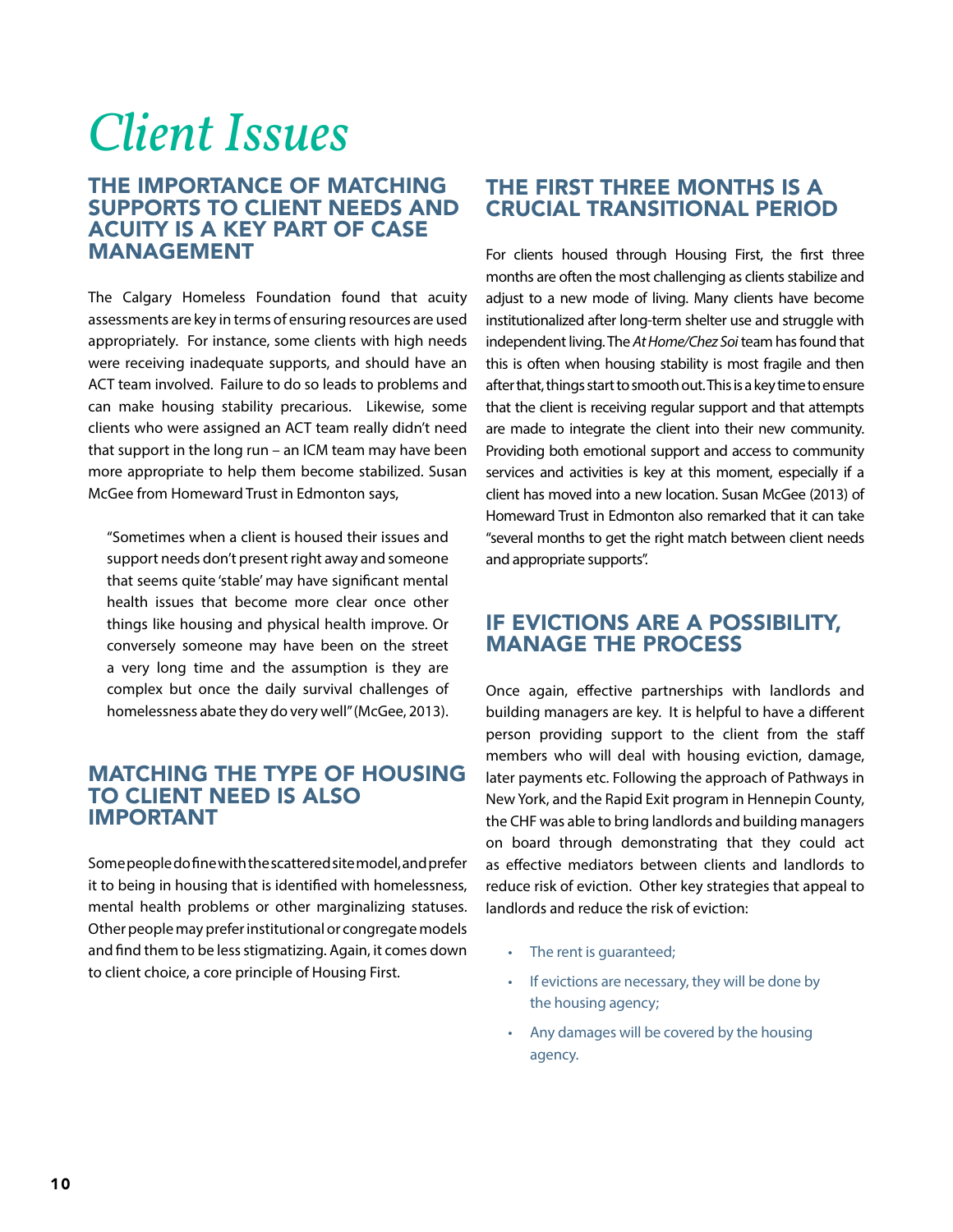# *Client Issues*

## THE IMPORTANCE OF MATCHING SUPPORTS TO CLIENT NEEDS AND ACUITY IS A KEY PART OF CASE MANAGEMENT

The Calgary Homeless Foundation found that acuity assessments are key in terms of ensuring resources are used appropriately. For instance, some clients with high needs were receiving inadequate supports, and should have an ACT team involved. Failure to do so leads to problems and can make housing stability precarious. Likewise, some clients who were assigned an ACT team really didn't need that support in the long run – an ICM team may have been more appropriate to help them become stabilized. Susan McGee from Homeward Trust in Edmonton says,

> "Sometimes when a client is housed their issues and support needs don't present right away and someone that seems quite 'stable' may have significant mental health issues that become more clear once other things like housing and physical health improve. Or conversely someone may have been on the street a very long time and the assumption is they are complex but once the daily survival challenges of homelessness abate they do very well" (McGee, 2013).

## MATCHING THE TYPE OF HOUSING TO CLIENT NEED IS ALSO IMPORTANT

Some people do fine with the scattered site model, and prefer it to being in housing that is identified with homelessness, mental health problems or other marginalizing statuses. Other people may prefer institutional or congregate models and find them to be less stigmatizing. Again, it comes down to client choice, a core principle of Housing First.

## THE FIRST THREE MONTHS IS A CRUCIAL TRANSITIONAL PERIOD

For clients housed through Housing First, the first three months are often the most challenging as clients stabilize and adjust to a new mode of living. Many clients have become institutionalized after long-term shelter use and struggle with independent living. The *At Home/Chez Soi* team has found that this is often when housing stability is most fragile and then after that, things start to smooth out. This is a key time to ensure that the client is receiving regular support and that attempts are made to integrate the client into their new community. Providing both emotional support and access to community services and activities is key at this moment, especially if a client has moved into a new location. Susan McGee (2013) of Homeward Trust in Edmonton also remarked that it can take "several months to get the right match between client needs and appropriate supports".

## IF EVICTIONS ARE A POSSIBILITY, MANAGE THE PROCESS

Once again, effective partnerships with landlords and building managers are key. It is helpful to have a different person providing support to the client from the staff members who will deal with housing eviction, damage, later payments etc. Following the approach of Pathways in New York, and the Rapid Exit program in Hennepin County, the CHF was able to bring landlords and building managers on board through demonstrating that they could act as effective mediators between clients and landlords to reduce risk of eviction. Other key strategies that appeal to landlords and reduce the risk of eviction:

- The rent is guaranteed;
- If evictions are necessary, they will be done by the housing agency;
- Any damages will be covered by the housing agency.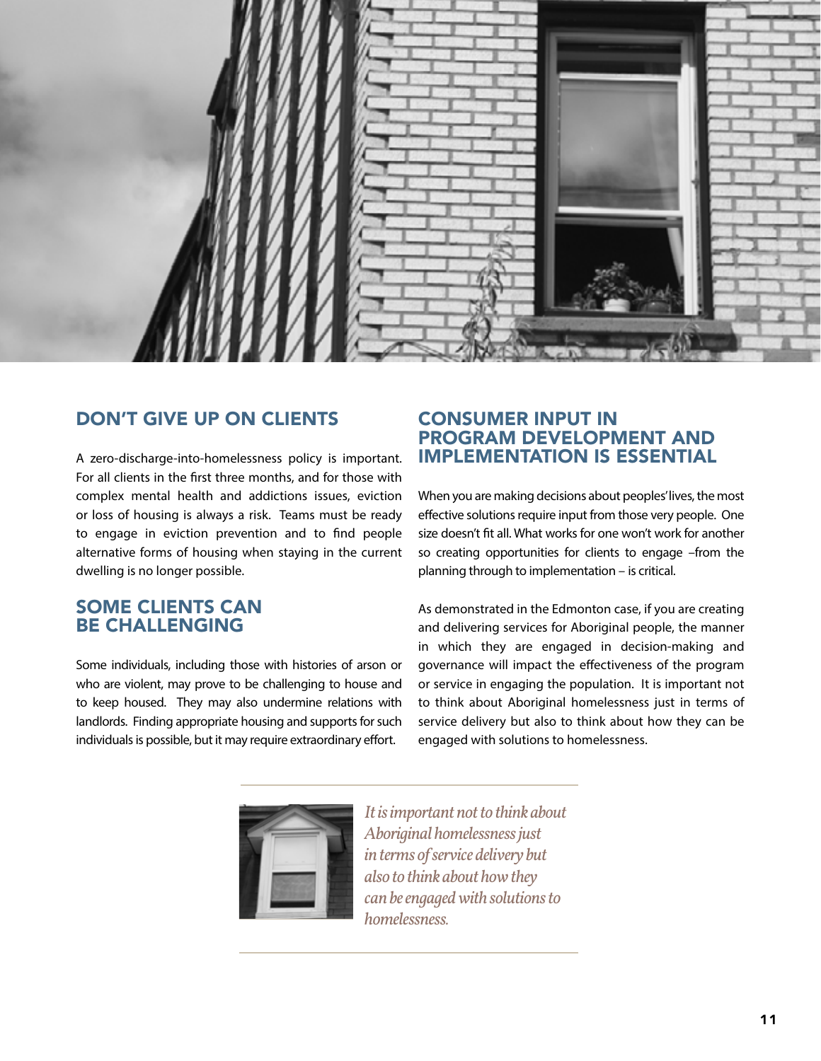## DON'T GIVE UP ON CLIENTS

A zero-discharge-into-homelessness policy is important. For all clients in the first three months, and for those with complex mental health and addictions issues, eviction or loss of housing is always a risk. Teams must be ready to engage in eviction prevention and to find people alternative forms of housing when staying in the current dwelling is no longer possible.

## SOME CLIENTS CAN BE CHALLENGING

Some individuals, including those with histories of arson or who are violent, may prove to be challenging to house and to keep housed. They may also undermine relations with landlords. Finding appropriate housing and supports for such individuals is possible, but it may require extraordinary effort.

## CONSUMER INPUT IN PROGRAM DEVELOPMENT AND IMPLEMENTATION IS ESSENTIAL

When you are making decisions about peoples' lives, the most effective solutions require input from those very people. One size doesn't fit all. What works for one won't work for another so creating opportunities for clients to engage –from the planning through to implementation – is critical.

As demonstrated in the Edmonton case, if you are creating and delivering services for Aboriginal people, the manner in which they are engaged in decision-making and governance will impact the effectiveness of the program or service in engaging the population. It is important not to think about Aboriginal homelessness just in terms of service delivery but also to think about how they can be engaged with solutions to homelessness.

*It is important not to think about Aboriginal homelessness just in terms of service delivery but also to think about how they can be engaged with solutions to homelessness.*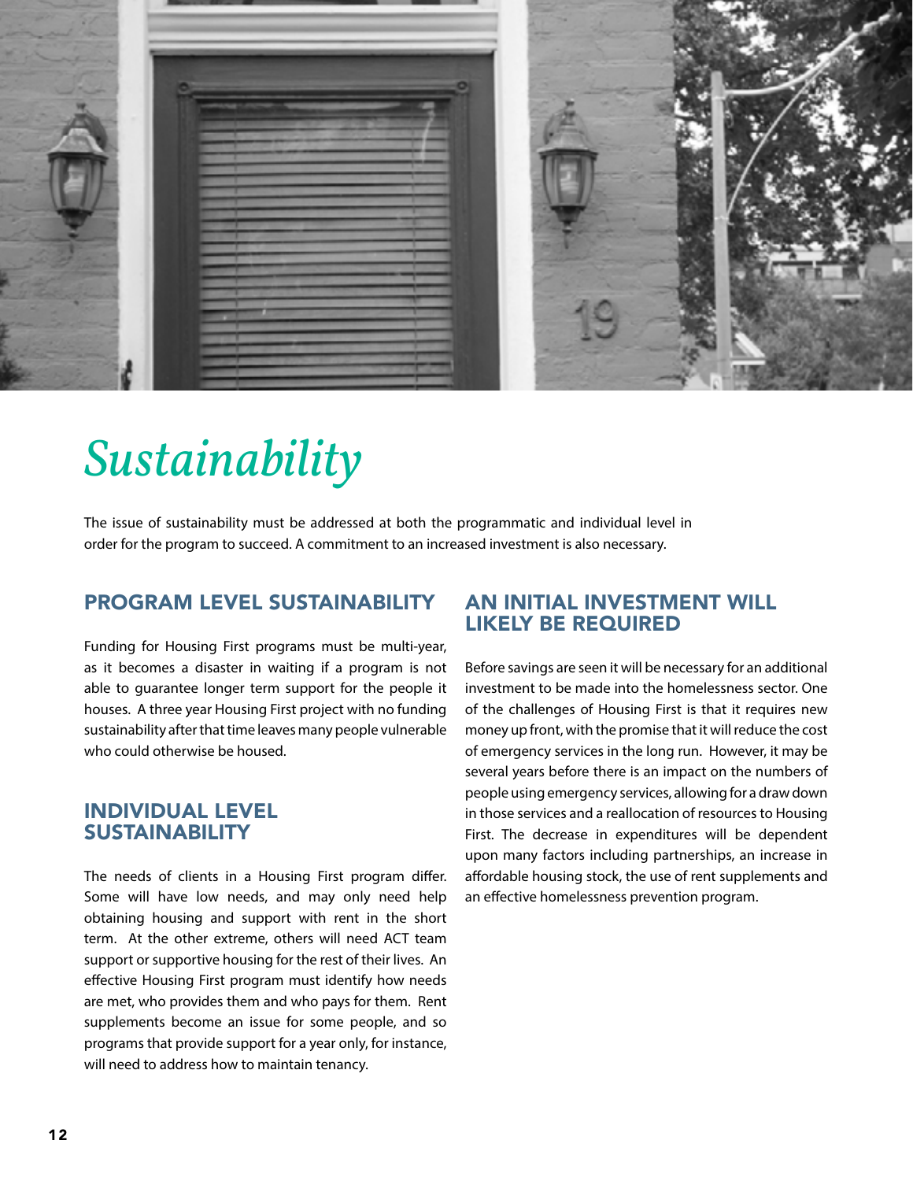# *Sustainability*

The issue of sustainability must be addressed at both the programmatic and individual level in order for the program to succeed. A commitment to an increased investment is also necessary.

## PROGRAM LEVEL SUSTAINABILITY

Funding for Housing First programs must be multi-year, as it becomes a disaster in waiting if a program is not able to guarantee longer term support for the people it houses. A three year Housing First project with no funding sustainability after that time leaves many people vulnerable who could otherwise be housed.

## INDIVIDUAL LEVEL SUSTAINABILITY

The needs of clients in a Housing First program differ. Some will have low needs, and may only need help obtaining housing and support with rent in the short term. At the other extreme, others will need ACT team support or supportive housing for the rest of their lives. An effective Housing First program must identify how needs are met, who provides them and who pays for them. Rent supplements become an issue for some people, and so programs that provide support for a year only, for instance, will need to address how to maintain tenancy.

## AN INITIAL INVESTMENT WILL LIKELY BE REQUIRED

Before savings are seen it will be necessary for an additional investment to be made into the homelessness sector. One of the challenges of Housing First is that it requires new money up front, with the promise that it will reduce the cost of emergency services in the long run. However, it may be several years before there is an impact on the numbers of people using emergency services, allowing for a draw down in those services and a reallocation of resources to Housing First. The decrease in expenditures will be dependent upon many factors including partnerships, an increase in affordable housing stock, the use of rent supplements and an effective homelessness prevention program.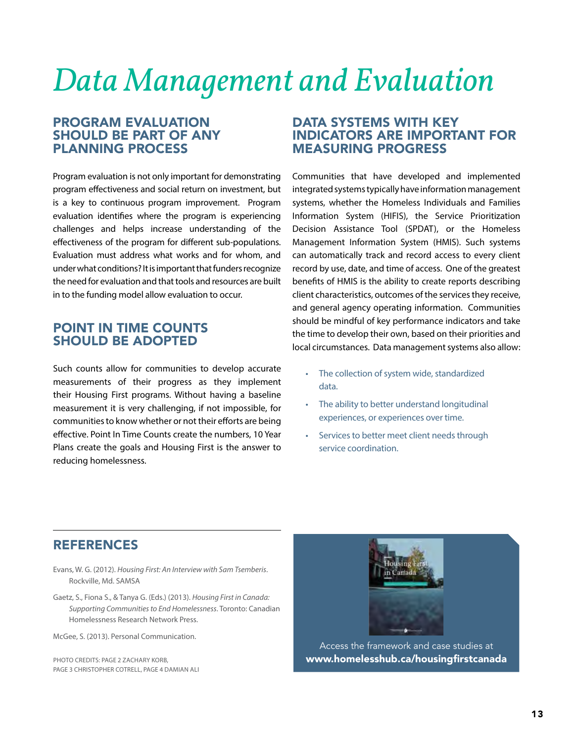# Data Management and Evaluation

## PROGRAM EVALUATION SHOULD BE PART OF ANY PLANNING PROCESS

Program evaluation is not only important for demonstrating program effectiveness and social return on investment, but is a key to continuous program improvement. Program evaluation identifies where the program is experiencing challenges and helps increase understanding of the effectiveness of the program for different sub-populations. Evaluation must address what works and for whom, and under what conditions? It is important that funders recognize the need for evaluation and that tools and resources are built in to the funding model allow evaluation to occur.

## POINT IN TIME COUNTS SHOULD BE ADOPTED

Such counts allow for communities to develop accurate measurements of their progress as they implement their Housing First programs. Without having a baseline measurement it is very challenging, if not impossible, for communities to know whether or not their efforts are being effective. Point In Time Counts create the numbers, 10 Year Plans create the goals and Housing First is the answer to reducing homelessness.

## DATA SYSTEMS WITH KEY INDICATORS ARE IMPORTANT FOR MEASURING PROGRESS

Communities that have developed and implemented integrated systems typically have information management systems, whether the Homeless Individuals and Families Information System (HIFIS), the Service Prioritization Decision Assistance Tool (SPDAT), or the Homeless Management Information System (HMIS). Such systems can automatically track and record access to every client record by use, date, and time of access. One of the greatest benefits of HMIS is the ability to create reports describing client characteristics, outcomes of the services they receive, and general agency operating information. Communities should be mindful of key performance indicators and take the time to develop their own, based on their priorities and local circumstances. Data management systems also allow:

- The collection of system wide, standardized data.
- The ability to better understand longitudinal experiences, or experiences over time.
- Services to better meet client needs through service coordination.

## REFERENCES

Evans, W. G. (2012). *Housing First: An Interview with Sam Tsemberis*. Rockville, Md. SAMSA

Gaetz, S., Fiona S., & Tanya G. (Eds.) (2013). *Housing First in Canada: Supporting Communities to End Homelessness*. Toronto: Canadian Homelessness Research Network Press.

McGee, S. (2013). Personal Communication.

PHOTO CREDITS: PAGE 2 ZACHARY KORB, PAGE 3 CHRISTOPHER COTRELL, PAGE 4 DAMIAN ALI

Access the framework and case studies at **www.homelesshub.ca/housingfirstcanada**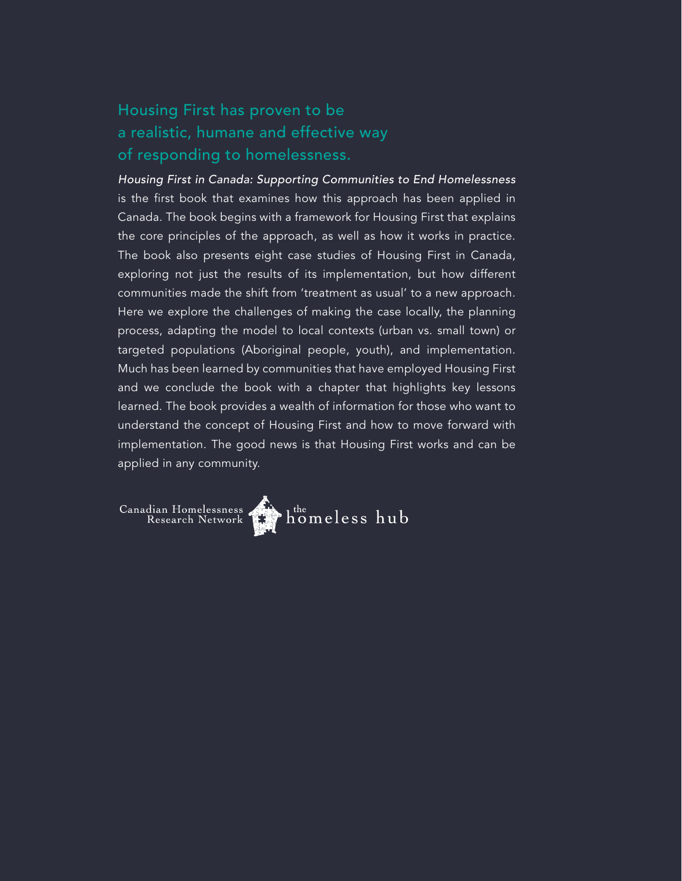## Housing First has proven to be a realistic, humane and effective way of responding to homelessness.

*Housing First in Canada: Supporting Communities to End Homelessness* is the first book that examines how this approach has been applied in Canada. The book begins with a framework for Housing First that explains the core principles of the approach, as well as how it works in practice. The book also presents eight case studies of Housing First in Canada, exploring not just the results of its implementation, but how different communities made the shift from 'treatment as usual' to a new approach. Here we explore the challenges of making the case locally, the planning process, adapting the model to local contexts (urban vs. small town) or targeted populations (Aboriginal people, youth), and implementation. Much has been learned by communities that have employed Housing First and we conclude the book with a chapter that highlights key lessons learned. The book provides a wealth of information for those who want to understand the concept of Housing First and how to move forward with implementation. The good news is that Housing First works and can be applied in any community.

Canadian Homelessness Research Network

the homeless hub